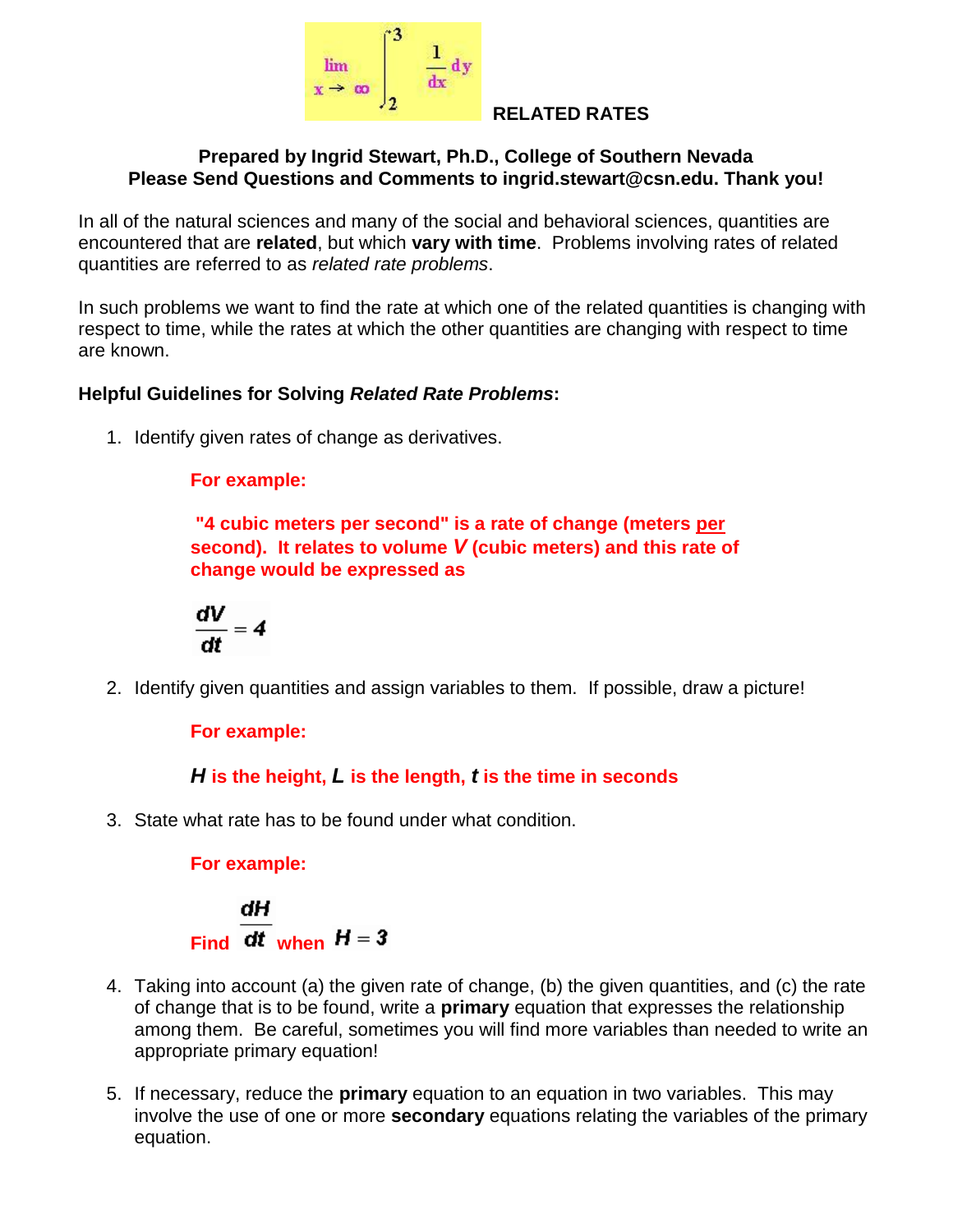$$\lim_{x \to \infty} \int_2^3 \frac{1}{dx} dy$$

# RELATED RATES

**Prepared by Ingrid Stewart, Ph.D., College of Southern Nevada**
**Please Send Questions and Comments to ingrid.stewart@csn.edu. Thank you!**

In all of the natural sciences and many of the social and behavioral sciences, quantities are encountered that are **related**, but which **vary with time**. Problems involving rates of related quantities are referred to as *related rate problems*.

In such problems we want to find the rate at which one of the related quantities is changing with respect to time, while the rates at which the other quantities are changing with respect to time are known.

**Helpful Guidelines for Solving *Related Rate Problems*:**

1. Identify given rates of change as derivatives.

   **For example:**

   **"4 cubic meters per second" is a rate of change (meters per second). It relates to volume $V$ (cubic meters) and this rate of change would be expressed as**

   $$\frac{dV}{dt} = 4$$

2. Identify given quantities and assign variables to them. If possible, draw a picture!

   **For example:**

   **$H$ is the height, $L$ is the length, $t$ is the time in seconds**

3. State what rate has to be found under what condition.

   **For example:**

   **Find $\frac{dH}{dt}$ when $H = 3$**

4. Taking into account (a) the given rate of change, (b) the given quantities, and (c) the rate of change that is to be found, write a **primary** equation that expresses the relationship among them. Be careful, sometimes you will find more variables than needed to write an appropriate primary equation!

5. If necessary, reduce the **primary** equation to an equation in two variables. This may involve the use of one or more **secondary** equations relating the variables of the primary equation.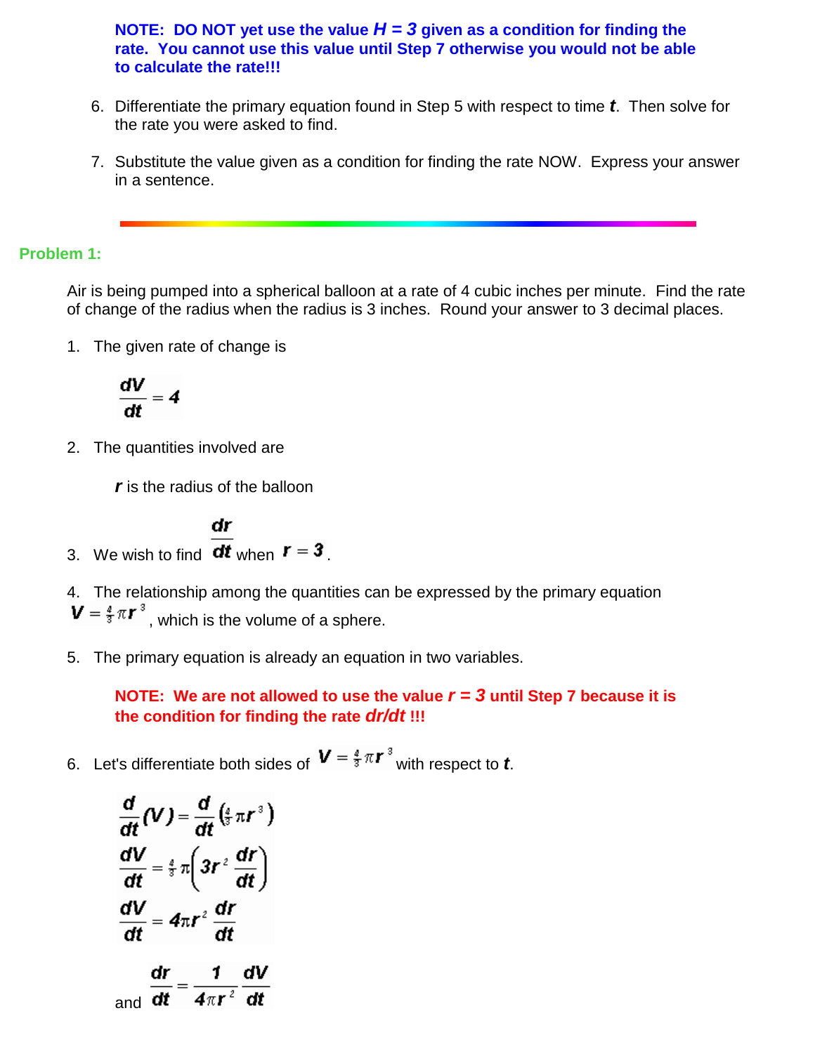**NOTE: DO NOT yet use the value $H = 3$ given as a condition for finding the rate. You cannot use this value until Step 7 otherwise you would not be able to calculate the rate!!!**

6. Differentiate the primary equation found in Step 5 with respect to time $t$. Then solve for the rate you were asked to find.

7. Substitute the value given as a condition for finding the rate NOW. Express your answer in a sentence.

---

## Problem 1:

Air is being pumped into a spherical balloon at a rate of 4 cubic inches per minute. Find the rate of change of the radius when the radius is 3 inches. Round your answer to 3 decimal places.

1. The given rate of change is

$$\frac{dV}{dt} = 4$$

2. The quantities involved are

   $r$ is the radius of the balloon

3. We wish to find $\frac{dr}{dt}$ when $r = 3$.

4. The relationship among the quantities can be expressed by the primary equation $V = \frac{4}{3}\pi r^3$, which is the volume of a sphere.

5. The primary equation is already an equation in two variables.

   **NOTE: We are not allowed to use the value $r = 3$ until Step 7 because it is the condition for finding the rate $dr/dt$ !!!**

6. Let's differentiate both sides of $V = \frac{4}{3}\pi r^3$ with respect to $t$.

$$\frac{d}{dt}(V) = \frac{d}{dt}\left(\tfrac{4}{3}\pi r^3\right)$$

$$\frac{dV}{dt} = \tfrac{4}{3}\pi\left(3r^2 \frac{dr}{dt}\right)$$

$$\frac{dV}{dt} = 4\pi r^2 \frac{dr}{dt}$$

and $$\frac{dr}{dt} = \frac{1}{4\pi r^2}\frac{dV}{dt}$$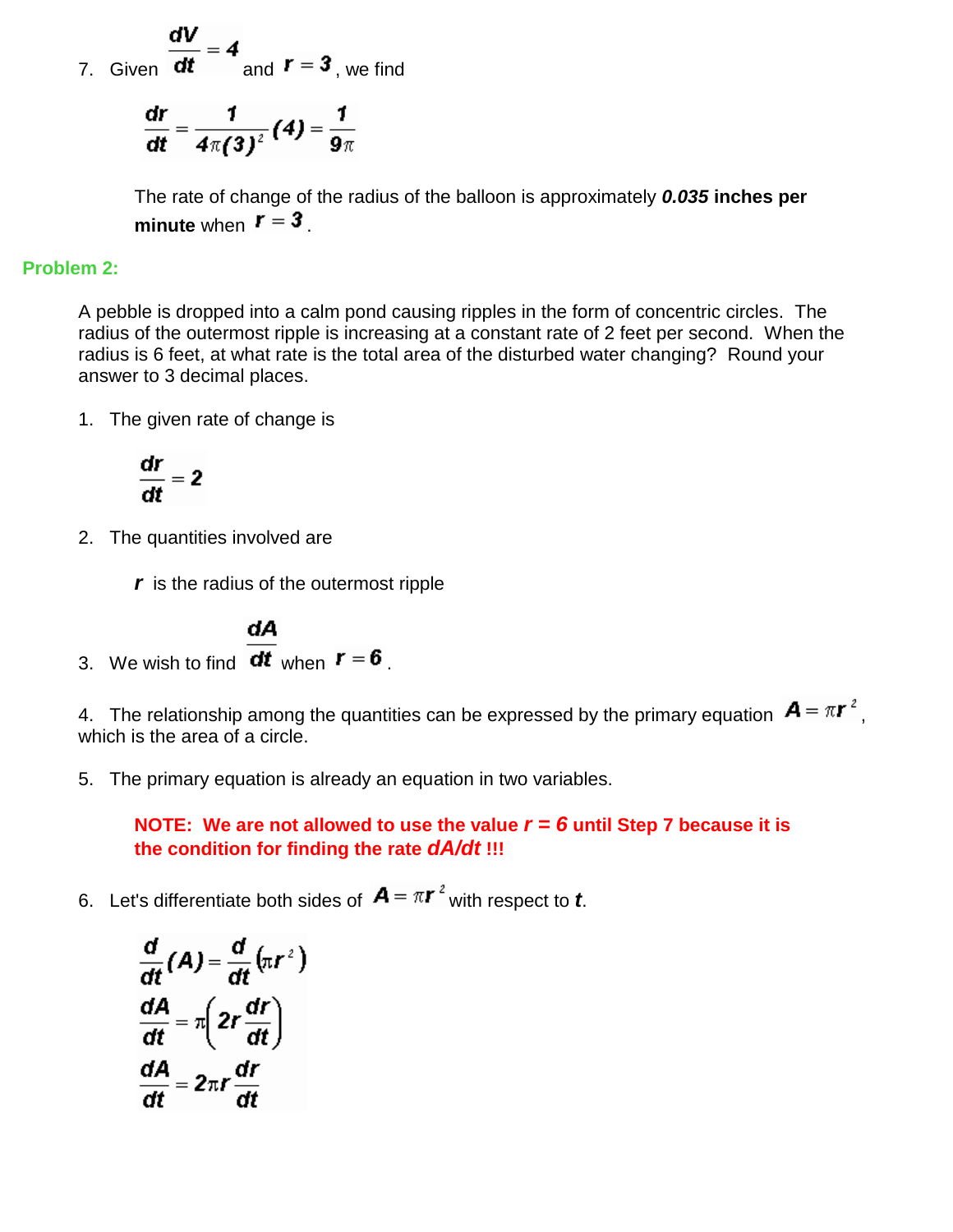7. Given $\frac{dV}{dt} = 4$ and $r = 3$, we find

$$\frac{dr}{dt} = \frac{1}{4\pi(3)^2}(4) = \frac{1}{9\pi}$$

The rate of change of the radius of the balloon is approximately ***0.035* inches per minute** when $r = 3$.

**Problem 2:**

A pebble is dropped into a calm pond causing ripples in the form of concentric circles. The radius of the outermost ripple is increasing at a constant rate of 2 feet per second. When the radius is 6 feet, at what rate is the total area of the disturbed water changing? Round your answer to 3 decimal places.

1. The given rate of change is

$$\frac{dr}{dt} = 2$$

2. The quantities involved are

   $r$ is the radius of the outermost ripple

3. We wish to find $\frac{dA}{dt}$ when $r = 6$.

4. The relationship among the quantities can be expressed by the primary equation $A = \pi r^2$, which is the area of a circle.

5. The primary equation is already an equation in two variables.

   **NOTE: We are not allowed to use the value *r = 6* until Step 7 because it is the condition for finding the rate *dA/dt* !!!**

6. Let's differentiate both sides of $A = \pi r^2$ with respect to $t$.

$$\frac{d}{dt}(A) = \frac{d}{dt}(\pi r^2)$$

$$\frac{dA}{dt} = \pi\left(2r\frac{dr}{dt}\right)$$

$$\frac{dA}{dt} = 2\pi r\frac{dr}{dt}$$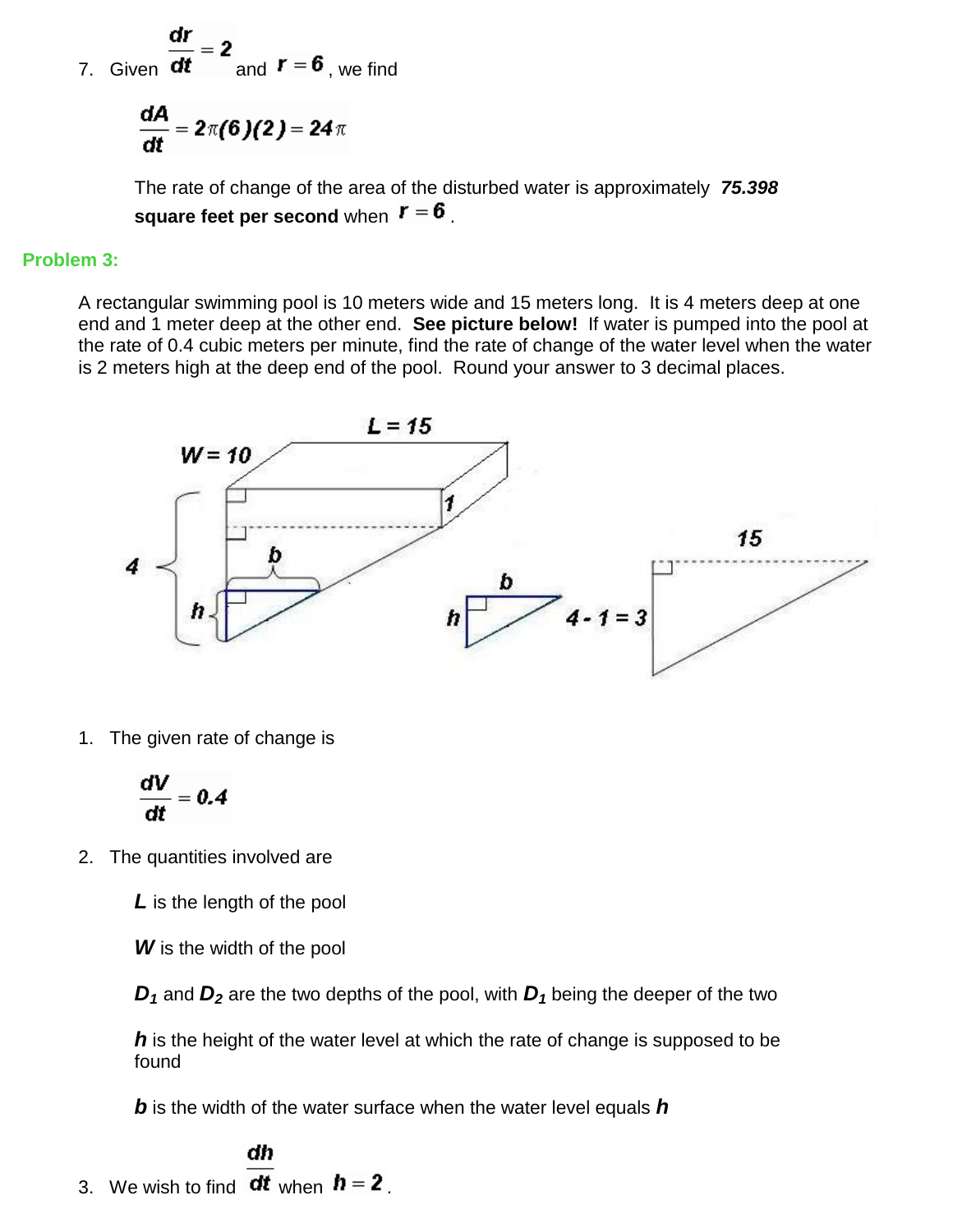7. Given $\frac{dr}{dt} = 2$ and $r = 6$, we find

$$\frac{dA}{dt} = 2\pi(6)(2) = 24\pi$$

The rate of change of the area of the disturbed water is approximately ***75.398*** **square feet per second** when $r = 6$.

**Problem 3:**

A rectangular swimming pool is 10 meters wide and 15 meters long. It is 4 meters deep at one end and 1 meter deep at the other end. **See picture below!** If water is pumped into the pool at the rate of 0.4 cubic meters per minute, find the rate of change of the water level when the water is 2 meters high at the deep end of the pool. Round your answer to 3 decimal places.

1. The given rate of change is

$$\frac{dV}{dt} = 0.4$$

2. The quantities involved are

   ***L*** is the length of the pool

   ***W*** is the width of the pool

   $D_1$ and $D_2$ are the two depths of the pool, with $D_1$ being the deeper of the two

   ***h*** is the height of the water level at which the rate of change is supposed to be found

   ***b*** is the width of the water surface when the water level equals ***h***

3. We wish to find $\frac{dh}{dt}$ when $h = 2$.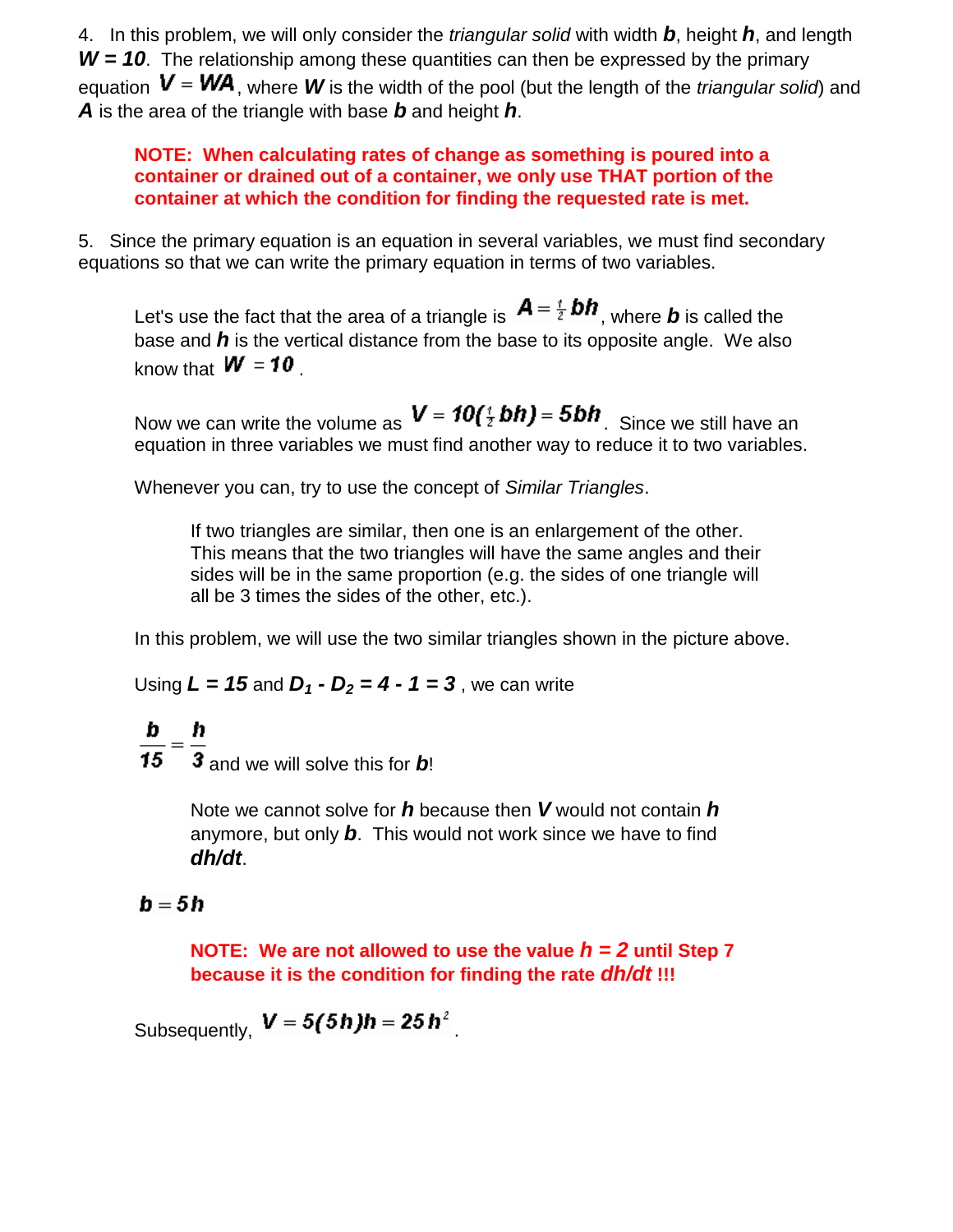4. In this problem, we will only consider the *triangular solid* with width $b$, height $h$, and length $W = 10$. The relationship among these quantities can then be expressed by the primary equation $V = WA$, where $W$ is the width of the pool (but the length of the *triangular solid*) and $A$ is the area of the triangle with base $b$ and height $h$.

> **NOTE: When calculating rates of change as something is poured into a container or drained out of a container, we only use THAT portion of the container at which the condition for finding the requested rate is met.**

5. Since the primary equation is an equation in several variables, we must find secondary equations so that we can write the primary equation in terms of two variables.

Let's use the fact that the area of a triangle is $A = \frac{1}{2}bh$, where $b$ is called the base and $h$ is the vertical distance from the base to its opposite angle. We also know that $W = 10$.

Now we can write the volume as $V = 10(\frac{1}{2}bh) = 5bh$. Since we still have an equation in three variables we must find another way to reduce it to two variables.

Whenever you can, try to use the concept of *Similar Triangles*.

> If two triangles are similar, then one is an enlargement of the other. This means that the two triangles will have the same angles and their sides will be in the same proportion (e.g. the sides of one triangle will all be 3 times the sides of the other, etc.).

In this problem, we will use the two similar triangles shown in the picture above.

Using $L = 15$ and $D_1 - D_2 = 4 - 1 = 3$, we can write

$\frac{b}{15} = \frac{h}{3}$ and we will solve this for $b$!

> Note we cannot solve for $h$ because then $V$ would not contain $h$ anymore, but only $b$. This would not work since we have to find $dh/dt$.

$b = 5h$

> **NOTE: We are not allowed to use the value $h = 2$ until Step 7 because it is the condition for finding the rate $dh/dt$ !!!**

Subsequently, $V = 5(5h)h = 25h^2$.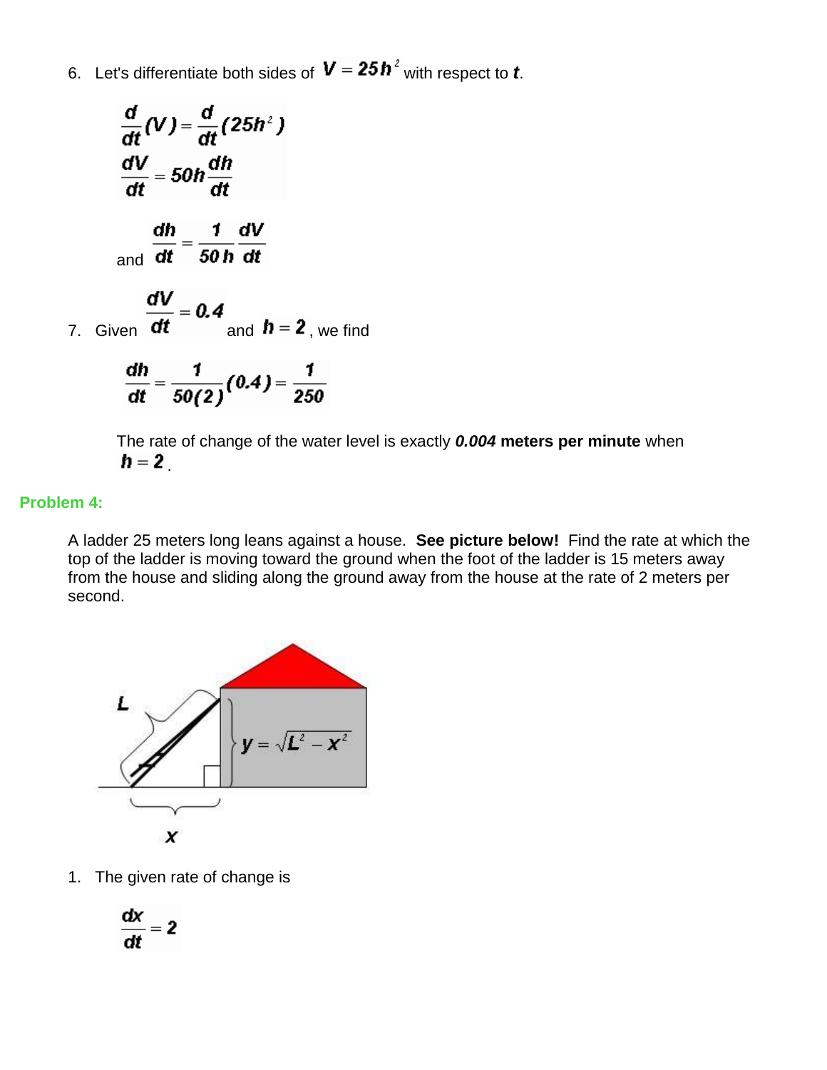6. Let's differentiate both sides of $V = 25h^2$ with respect to $t$.

$$\frac{d}{dt}(V) = \frac{d}{dt}(25h^2)$$
$$\frac{dV}{dt} = 50h\frac{dh}{dt}$$

and $\dfrac{dh}{dt} = \dfrac{1}{50h}\dfrac{dV}{dt}$

7. Given $\dfrac{dV}{dt} = 0.4$ and $h = 2$, we find

$$\frac{dh}{dt} = \frac{1}{50(2)}(0.4) = \frac{1}{250}$$

The rate of change of the water level is exactly ***0.004* meters per minute** when $h = 2$.

**Problem 4:**

A ladder 25 meters long leans against a house. **See picture below!** Find the rate at which the top of the ladder is moving toward the ground when the foot of the ladder is 15 meters away from the house and sliding along the ground away from the house at the rate of 2 meters per second.

$L$

$y = \sqrt{L^2 - x^2}$

$x$

1. The given rate of change is

$$\frac{dx}{dt} = 2$$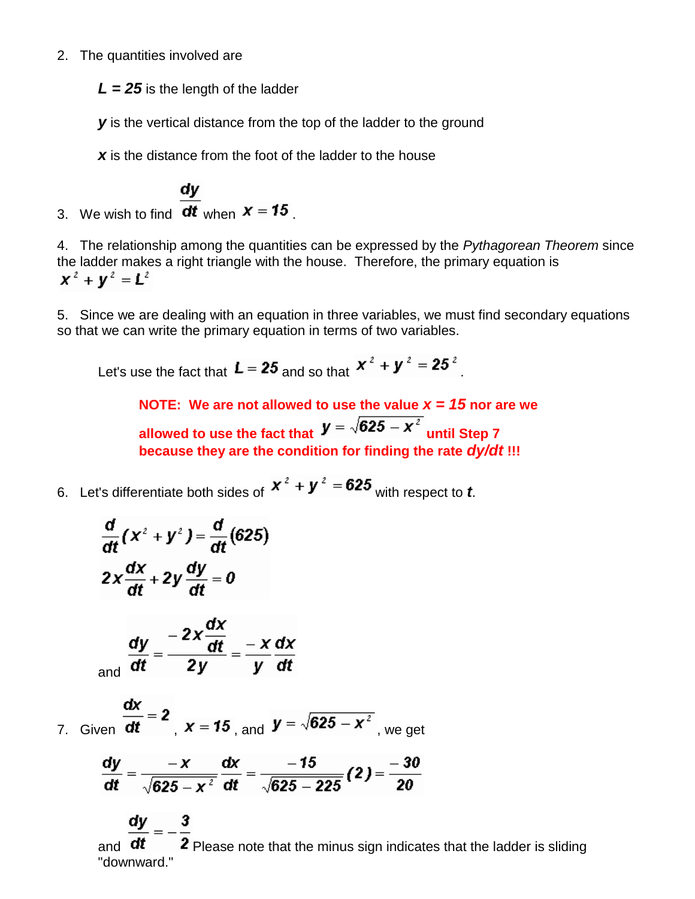2. The quantities involved are

   $L = 25$ is the length of the ladder

   $y$ is the vertical distance from the top of the ladder to the ground

   $x$ is the distance from the foot of the ladder to the house

3. We wish to find $\frac{dy}{dt}$ when $x = 15$.

4. The relationship among the quantities can be expressed by the *Pythagorean Theorem* since the ladder makes a right triangle with the house. Therefore, the primary equation is $x^2 + y^2 = L^2$

5. Since we are dealing with an equation in three variables, we must find secondary equations so that we can write the primary equation in terms of two variables.

   Let's use the fact that $L = 25$ and so that $x^2 + y^2 = 25^2$.

   **NOTE: We are not allowed to use the value $x = 15$ nor are we allowed to use the fact that $y = \sqrt{625 - x^2}$ until Step 7 because they are the condition for finding the rate $dy/dt$ !!!**

6. Let's differentiate both sides of $x^2 + y^2 = 625$ with respect to $t$.

$$\frac{d}{dt}(x^2 + y^2) = \frac{d}{dt}(625)$$

$$2x\frac{dx}{dt} + 2y\frac{dy}{dt} = 0$$

   and
$$\frac{dy}{dt} = \frac{-2x\frac{dx}{dt}}{2y} = \frac{-x}{y}\frac{dx}{dt}$$

7. Given $\frac{dx}{dt} = 2$, $x = 15$, and $y = \sqrt{625 - x^2}$, we get

$$\frac{dy}{dt} = \frac{-x}{\sqrt{625 - x^2}}\frac{dx}{dt} = \frac{-15}{\sqrt{625 - 225}}(2) = \frac{-30}{20}$$

   and $\frac{dy}{dt} = -\frac{3}{2}$ Please note that the minus sign indicates that the ladder is sliding "downward."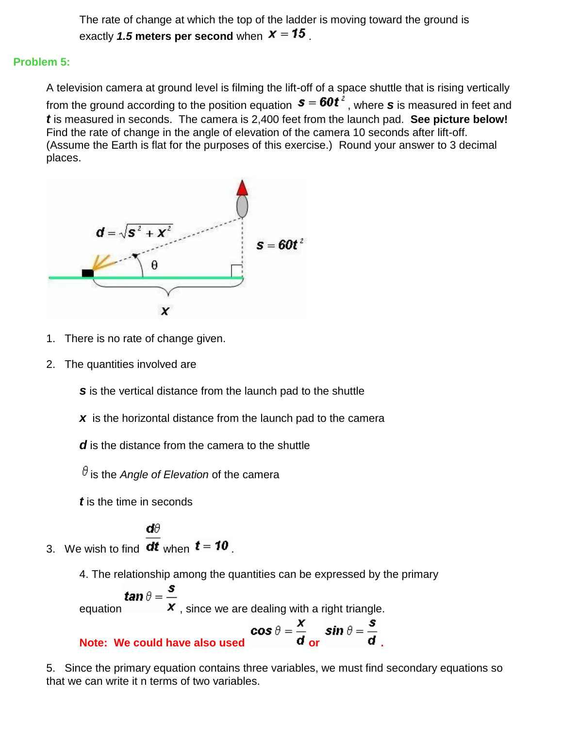The rate of change at which the top of the ladder is moving toward the ground is exactly ***1.5* meters per second** when $x = 15$.

## Problem 5:

A television camera at ground level is filming the lift-off of a space shuttle that is rising vertically from the ground according to the position equation $s = 60t^2$, where $s$ is measured in feet and $t$ is measured in seconds. The camera is 2,400 feet from the launch pad. **See picture below!** Find the rate of change in the angle of elevation of the camera 10 seconds after lift-off. (Assume the Earth is flat for the purposes of this exercise.) Round your answer to 3 decimal places.

$d = \sqrt{s^2 + x^2}$ &nbsp;&nbsp; $\theta$ &nbsp;&nbsp; $s = 60t^2$ &nbsp;&nbsp; $x$

1. There is no rate of change given.
2. The quantities involved are

   $s$ is the vertical distance from the launch pad to the shuttle

   $x$ is the horizontal distance from the launch pad to the camera

   $d$ is the distance from the camera to the shuttle

   $\theta$ is the *Angle of Elevation* of the camera

   $t$ is the time in seconds

3. We wish to find $\dfrac{d\theta}{dt}$ when $t = 10$.

   4. The relationship among the quantities can be expressed by the primary equation $\tan\theta = \dfrac{s}{x}$, since we are dealing with a right triangle.

   **Note: We could have also used** $\cos\theta = \dfrac{x}{d}$ **or** $\sin\theta = \dfrac{s}{d}$**.**

5. Since the primary equation contains three variables, we must find secondary equations so that we can write it n terms of two variables.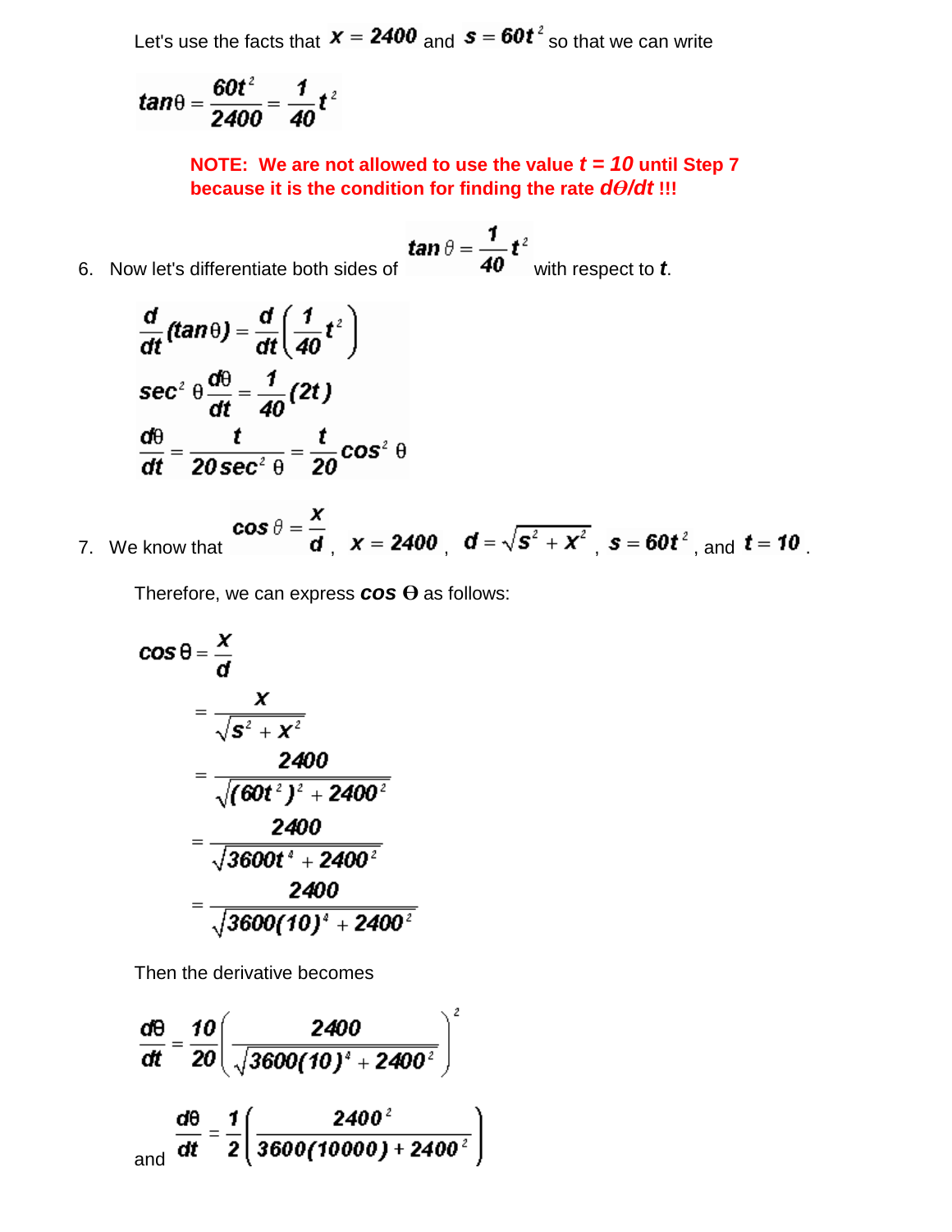Let's use the facts that $x = 2400$ and $s = 60t^2$ so that we can write

$$\tan\theta = \frac{60t^2}{2400} = \frac{1}{40}t^2$$

**NOTE: We are not allowed to use the value $t = 10$ until Step 7 because it is the condition for finding the rate $d\theta/dt$ !!!**

6. Now let's differentiate both sides of $\tan\theta = \frac{1}{40}t^2$ with respect to $t$.

$$\frac{d}{dt}(\tan\theta) = \frac{d}{dt}\left(\frac{1}{40}t^2\right)$$

$$\sec^2\theta\frac{d\theta}{dt} = \frac{1}{40}(2t)$$

$$\frac{d\theta}{dt} = \frac{t}{20\sec^2\theta} = \frac{t}{20}\cos^2\theta$$

7. We know that $\cos\theta = \frac{x}{d}$, $x = 2400$, $d = \sqrt{s^2 + x^2}$, $s = 60t^2$, and $t = 10$.

   Therefore, we can express $\cos\Theta$ as follows:

$$\cos\theta = \frac{x}{d}$$

$$= \frac{x}{\sqrt{s^2 + x^2}}$$

$$= \frac{2400}{\sqrt{(60t^2)^2 + 2400^2}}$$

$$= \frac{2400}{\sqrt{3600t^4 + 2400^2}}$$

$$= \frac{2400}{\sqrt{3600(10)^4 + 2400^2}}$$

   Then the derivative becomes

$$\frac{d\theta}{dt} = \frac{10}{20}\left(\frac{2400}{\sqrt{3600(10)^4 + 2400^2}}\right)^2$$

   and $\frac{d\theta}{dt} = \frac{1}{2}\left(\frac{2400^2}{3600(10000) + 2400^2}\right)$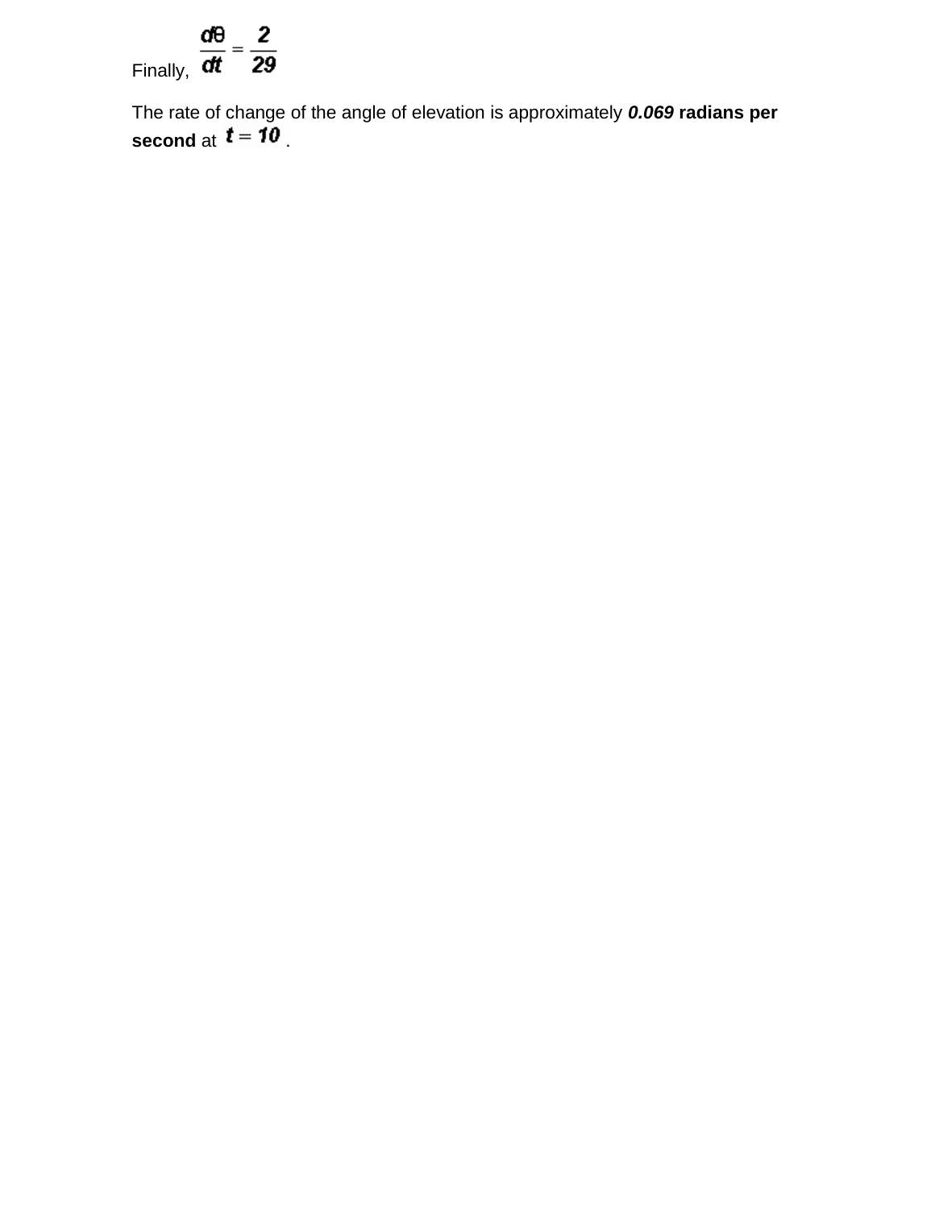Finally, $\frac{d\theta}{dt} = \frac{2}{29}$

The rate of change of the angle of elevation is approximately ***0.069*** **radians per second** at $t = 10$ .